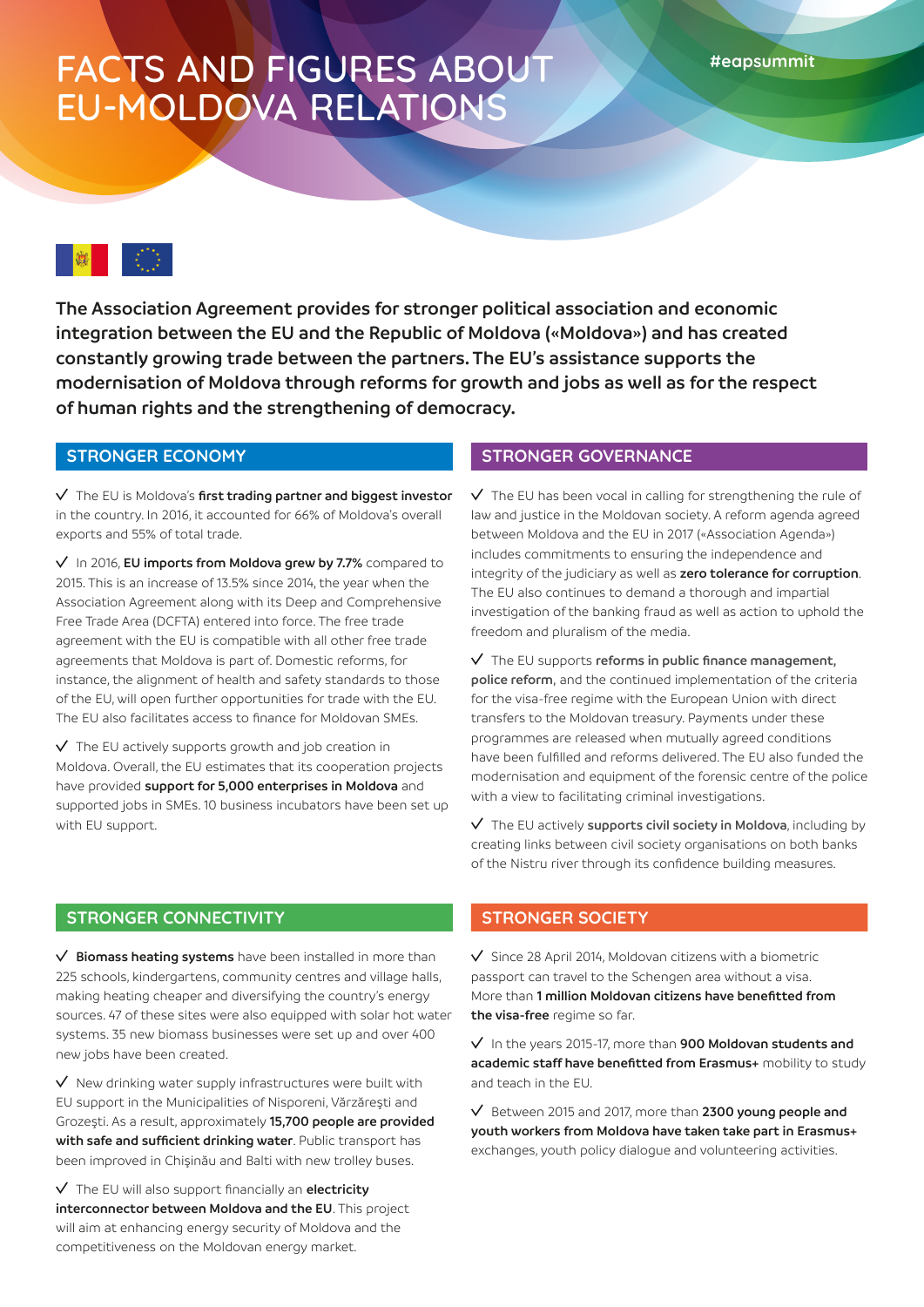# FACTS AND FIGURES ABOUT EU-MOLDOVA RELATIONS

#eapsummit

**The Association Agreement provides for stronger political association and economic integration between the EU and the Republic of Moldova («Moldova») and has created constantly growing trade between the partners. The EU's assistance supports the modernisation of Moldova through reforms for growth and jobs as well as for the respect of human rights and the strengthening of democracy.**

## STRONGER ECONOMY

✓ The EU is Moldova's **first trading partner and biggest investor** in the country. In 2016, it accounted for 66% of Moldova's overall exports and 55% of total trade.

✓ In 2016, **EU imports from Moldova grew by 7.7%** compared to 2015. This is an increase of 13.5% since 2014, the year when the Association Agreement along with its Deep and Comprehensive Free Trade Area (DCFTA) entered into force. The free trade agreement with the EU is compatible with all other free trade agreements that Moldova is part of. Domestic reforms, for instance, the alignment of health and safety standards to those of the EU, will open further opportunities for trade with the EU. The EU also facilitates access to finance for Moldovan SMEs.

✓ The EU actively supports growth and job creation in Moldova. Overall, the EU estimates that its cooperation projects have provided **support for 5,000 enterprises in Moldova** and supported jobs in SMEs. 10 business incubators have been set up with EU support.

## STRONGER GOVERNANCE

✓ The EU has been vocal in calling for strengthening the rule of law and justice in the Moldovan society. A reform agenda agreed between Moldova and the EU in 2017 («Association Agenda») includes commitments to ensuring the independence and integrity of the judiciary as well as **zero tolerance for corruption**. The EU also continues to demand a thorough and impartial investigation of the banking fraud as well as action to uphold the freedom and pluralism of the media.

✓ The EU supports **reforms in public finance management, police reform**, and the continued implementation of the criteria for the visa-free regime with the European Union with direct transfers to the Moldovan treasury. Payments under these programmes are released when mutually agreed conditions have been fulfilled and reforms delivered. The EU also funded the modernisation and equipment of the forensic centre of the police with a view to facilitating criminal investigations.

✓ The EU actively **supports civil society in Moldova**, including by creating links between civil society organisations on both banks of the Nistru river through its confidence building measures.

## STRONGER CONNECTIVITY

✓ **Biomass heating systems** have been installed in more than 225 schools, kindergartens, community centres and village halls, making heating cheaper and diversifying the country's energy sources. 47 of these sites were also equipped with solar hot water systems. 35 new biomass businesses were set up and over 400 new jobs have been created.

✓ New drinking water supply infrastructures were built with EU support in the Municipalities of Nisporeni, Vărzăreşti and Grozeşti. As a result, approximately **15,700 people are provided with safe and sufficient drinking water**. Public transport has been improved in Chişinău and Balti with new trolley buses.

✓ The EU will also support financially an **electricity interconnector between Moldova and the EU**. This project will aim at enhancing energy security of Moldova and the competitiveness on the Moldovan energy market.

## STRONGER SOCIETY

✓ Since 28 April 2014, Moldovan citizens with a biometric passport can travel to the Schengen area without a visa. More than **1 million Moldovan citizens have benefitted from the visa-free** regime so far.

✓ In the years 2015-17, more than **900 Moldovan students and academic staff have benefitted from Erasmus+** mobility to study and teach in the EU.

✓ Between 2015 and 2017, more than **2300 young people and youth workers from Moldova have taken take part in Erasmus+** exchanges, youth policy dialogue and volunteering activities.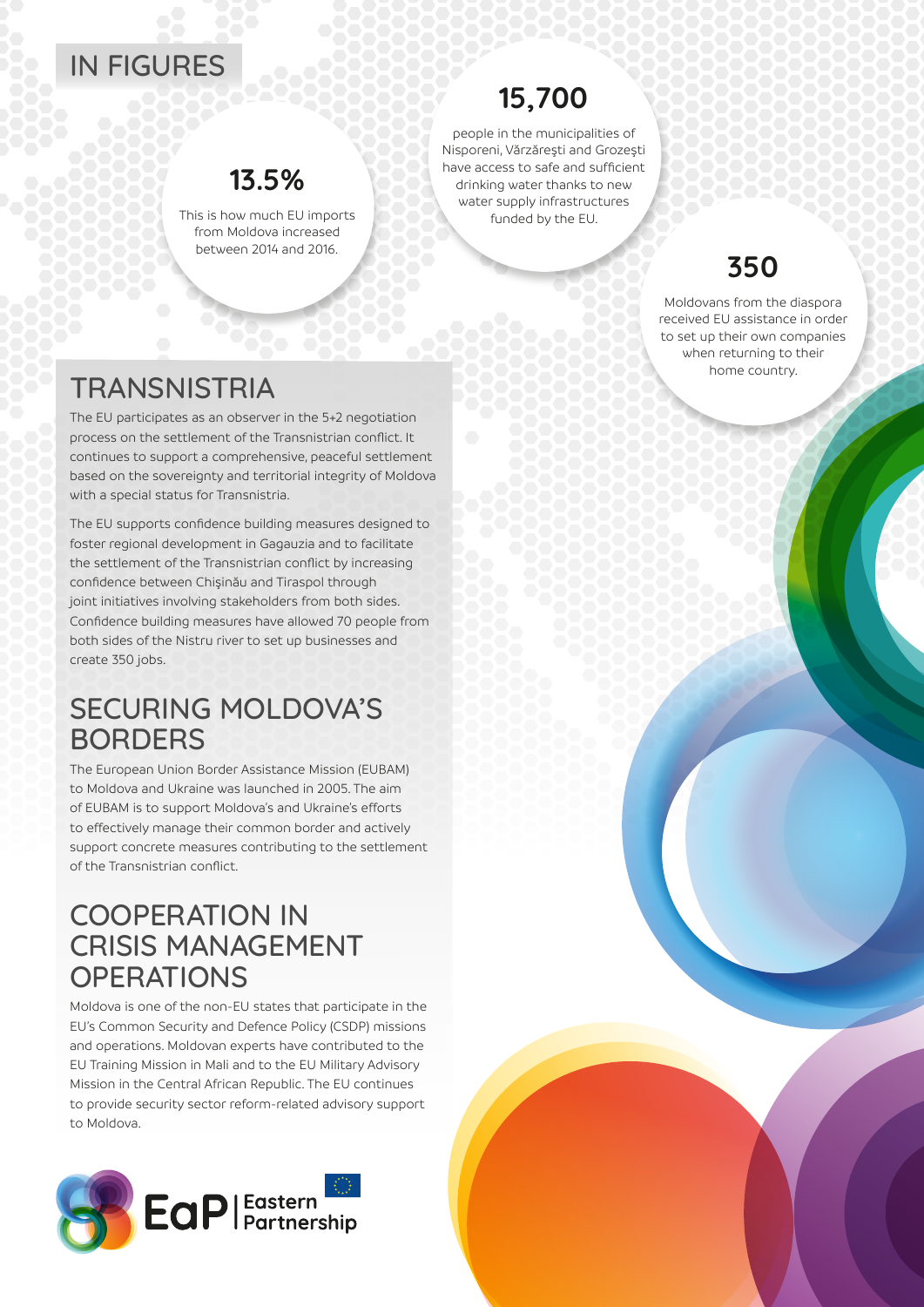## IN FIGURES

**13.5%**

This is how much EU imports from Moldova increased between 2014 and 2016.

**15,700**

people in the municipalities of Nisporeni, Vărzăreşti and Grozeşti have access to safe and sufficient drinking water thanks to new water supply infrastructures funded by the EU.

**350**

Moldovans from the diaspora received EU assistance in order to set up their own companies when returning to their home country.

## TRANSNISTRIA

The EU participates as an observer in the 5+2 negotiation process on the settlement of the Transnistrian conflict. It continues to support a comprehensive, peaceful settlement based on the sovereignty and territorial integrity of Moldova with a special status for Transnistria.

The EU supports confidence building measures designed to foster regional development in Gagauzia and to facilitate the settlement of the Transnistrian conflict by increasing confidence between Chişinău and Tiraspol through joint initiatives involving stakeholders from both sides. Confidence building measures have allowed 70 people from both sides of the Nistru river to set up businesses and create 350 jobs.

## SECURING MOLDOVA'S BORDERS

The European Union Border Assistance Mission (EUBAM) to Moldova and Ukraine was launched in 2005. The aim of EUBAM is to support Moldova's and Ukraine's efforts to effectively manage their common border and actively support concrete measures contributing to the settlement of the Transnistrian conflict.

## COOPERATION IN CRISIS MANAGEMENT OPERATIONS

Moldova is one of the non-EU states that participate in the EU's Common Security and Defence Policy (CSDP) missions and operations. Moldovan experts have contributed to the EU Training Mission in Mali and to the EU Military Advisory Mission in the Central African Republic. The EU continues to provide security sector reform-related advisory support to Moldova.

EaP | Eastern Partnership